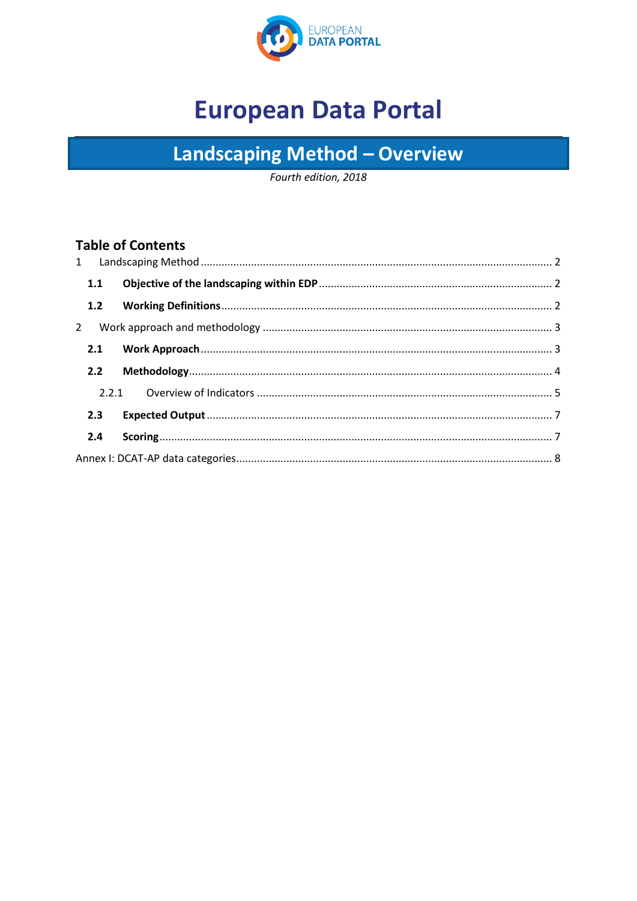EUROPEAN
DATA PORTAL

# European Data Portal

## Landscaping Method – Overview

*Fourth edition, 2018*

### Table of Contents

1 Landscaping Method ..................................................................................................... 2

**1.1 Objective of the landscaping within EDP** ............................................................... 2

**1.2 Working Definitions** ............................................................................................... 2

2 Work approach and methodology ................................................................................. 3

**2.1 Work Approach** ..................................................................................................... 3

**2.2 Methodology** ......................................................................................................... 4

2.2.1 Overview of Indicators ................................................................................... 5

**2.3 Expected Output** .................................................................................................... 7

**2.4 Scoring** ................................................................................................................... 7

Annex I: DCAT-AP data categories .................................................................................... 8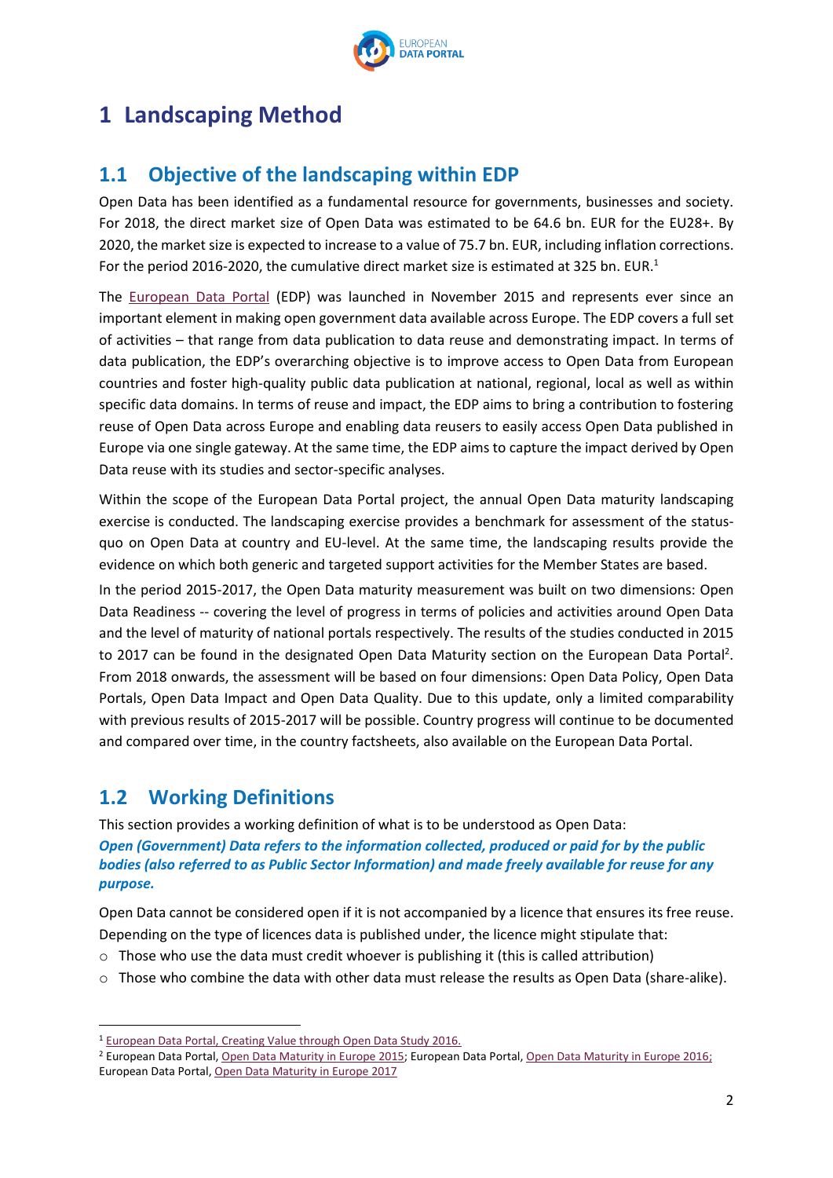# 1 Landscaping Method

## 1.1 Objective of the landscaping within EDP

Open Data has been identified as a fundamental resource for governments, businesses and society. For 2018, the direct market size of Open Data was estimated to be 64.6 bn. EUR for the EU28+. By 2020, the market size is expected to increase to a value of 75.7 bn. EUR, including inflation corrections. For the period 2016-2020, the cumulative direct market size is estimated at 325 bn. EUR.[1]

The European Data Portal (EDP) was launched in November 2015 and represents ever since an important element in making open government data available across Europe. The EDP covers a full set of activities – that range from data publication to data reuse and demonstrating impact. In terms of data publication, the EDP's overarching objective is to improve access to Open Data from European countries and foster high-quality public data publication at national, regional, local as well as within specific data domains. In terms of reuse and impact, the EDP aims to bring a contribution to fostering reuse of Open Data across Europe and enabling data reusers to easily access Open Data published in Europe via one single gateway. At the same time, the EDP aims to capture the impact derived by Open Data reuse with its studies and sector-specific analyses.

Within the scope of the European Data Portal project, the annual Open Data maturity landscaping exercise is conducted. The landscaping exercise provides a benchmark for assessment of the status-quo on Open Data at country and EU-level. At the same time, the landscaping results provide the evidence on which both generic and targeted support activities for the Member States are based.

In the period 2015-2017, the Open Data maturity measurement was built on two dimensions: Open Data Readiness -- covering the level of progress in terms of policies and activities around Open Data and the level of maturity of national portals respectively. The results of the studies conducted in 2015 to 2017 can be found in the designated Open Data Maturity section on the European Data Portal[2]. From 2018 onwards, the assessment will be based on four dimensions: Open Data Policy, Open Data Portals, Open Data Impact and Open Data Quality. Due to this update, only a limited comparability with previous results of 2015-2017 will be possible. Country progress will continue to be documented and compared over time, in the country factsheets, also available on the European Data Portal.

## 1.2 Working Definitions

This section provides a working definition of what is to be understood as Open Data:

***Open (Government) Data refers to the information collected, produced or paid for by the public bodies (also referred to as Public Sector Information) and made freely available for reuse for any purpose.***

Open Data cannot be considered open if it is not accompanied by a licence that ensures its free reuse. Depending on the type of licences data is published under, the licence might stipulate that:

- Those who use the data must credit whoever is publishing it (this is called attribution)
- Those who combine the data with other data must release the results as Open Data (share-alike).

---

[1] European Data Portal, Creating Value through Open Data Study 2016.

[2] European Data Portal, Open Data Maturity in Europe 2015; European Data Portal, Open Data Maturity in Europe 2016; European Data Portal, Open Data Maturity in Europe 2017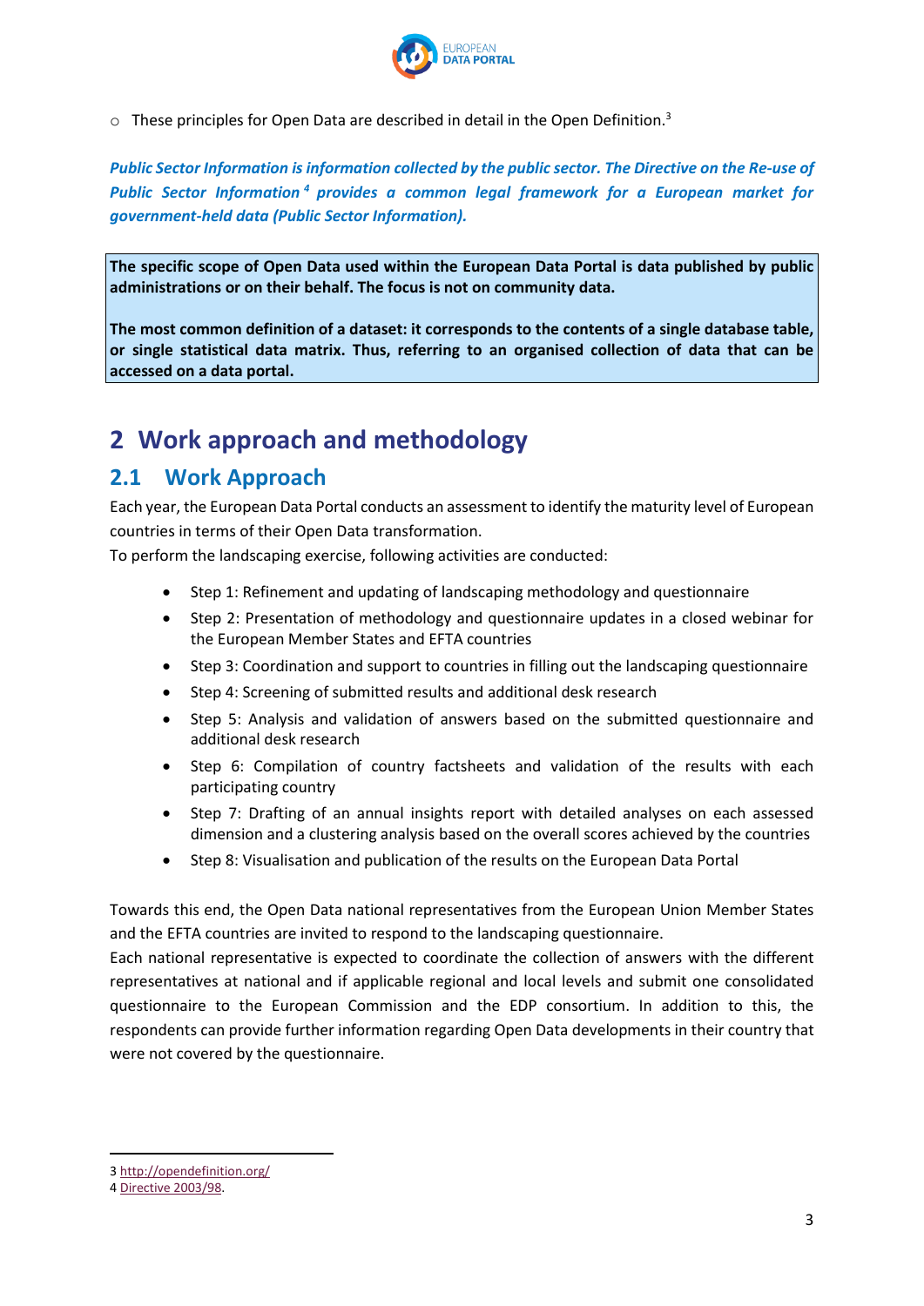- These principles for Open Data are described in detail in the Open Definition.[3]

***Public Sector Information is information collected by the public sector. The Directive on the Re-use of Public Sector Information[4] provides a common legal framework for a European market for government-held data (Public Sector Information).***

**The specific scope of Open Data used within the European Data Portal is data published by public administrations or on their behalf. The focus is not on community data.**

**The most common definition of a dataset: it corresponds to the contents of a single database table, or single statistical data matrix. Thus, referring to an organised collection of data that can be accessed on a data portal.**

# 2 Work approach and methodology

## 2.1 Work Approach

Each year, the European Data Portal conducts an assessment to identify the maturity level of European countries in terms of their Open Data transformation.
To perform the landscaping exercise, following activities are conducted:

- Step 1: Refinement and updating of landscaping methodology and questionnaire
- Step 2: Presentation of methodology and questionnaire updates in a closed webinar for the European Member States and EFTA countries
- Step 3: Coordination and support to countries in filling out the landscaping questionnaire
- Step 4: Screening of submitted results and additional desk research
- Step 5: Analysis and validation of answers based on the submitted questionnaire and additional desk research
- Step 6: Compilation of country factsheets and validation of the results with each participating country
- Step 7: Drafting of an annual insights report with detailed analyses on each assessed dimension and a clustering analysis based on the overall scores achieved by the countries
- Step 8: Visualisation and publication of the results on the European Data Portal

Towards this end, the Open Data national representatives from the European Union Member States and the EFTA countries are invited to respond to the landscaping questionnaire.
Each national representative is expected to coordinate the collection of answers with the different representatives at national and if applicable regional and local levels and submit one consolidated questionnaire to the European Commission and the EDP consortium. In addition to this, the respondents can provide further information regarding Open Data developments in their country that were not covered by the questionnaire.

---

3 http://opendefinition.org/
4 Directive 2003/98.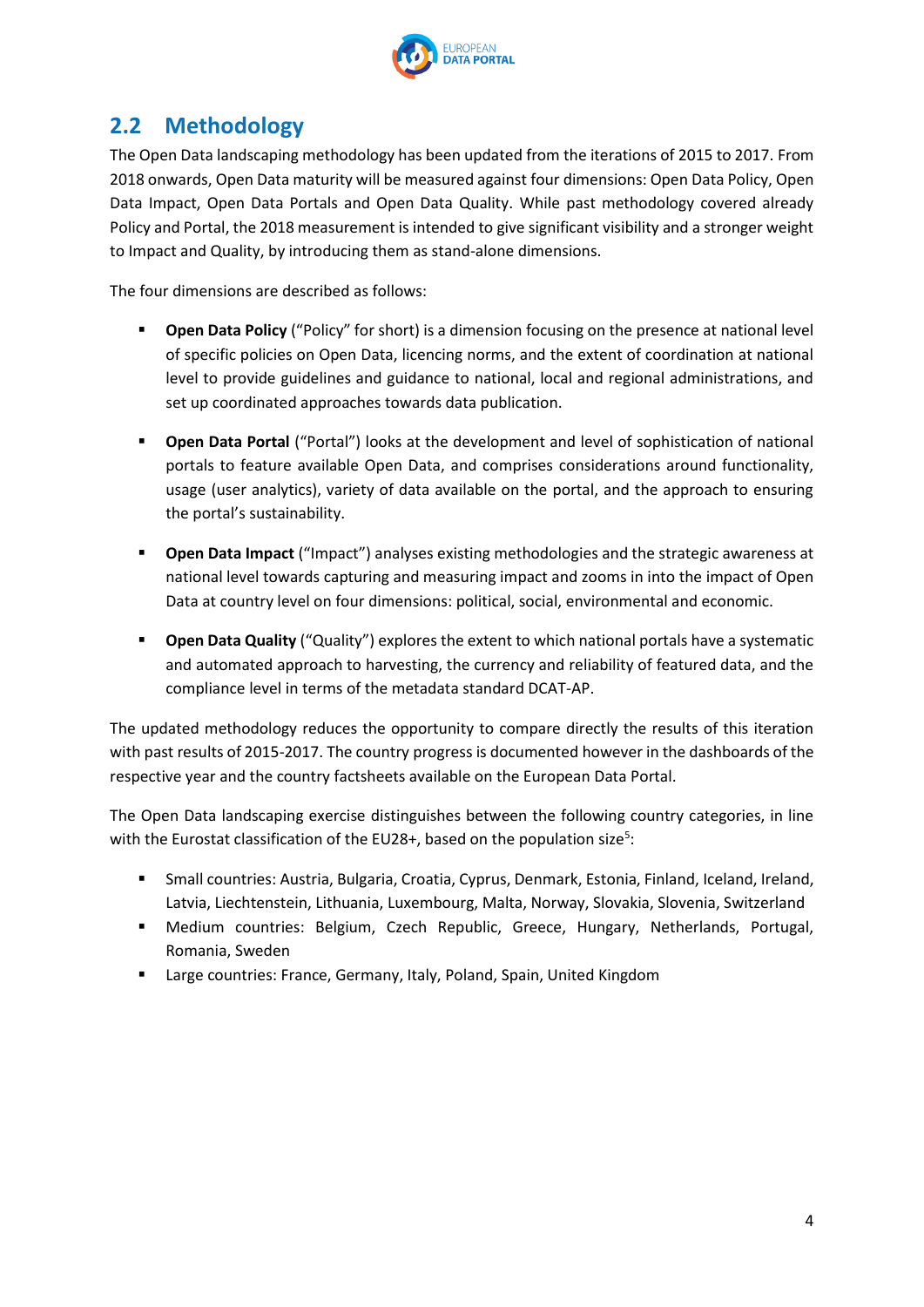## 2.2 Methodology

The Open Data landscaping methodology has been updated from the iterations of 2015 to 2017. From 2018 onwards, Open Data maturity will be measured against four dimensions: Open Data Policy, Open Data Impact, Open Data Portals and Open Data Quality. While past methodology covered already Policy and Portal, the 2018 measurement is intended to give significant visibility and a stronger weight to Impact and Quality, by introducing them as stand-alone dimensions.

The four dimensions are described as follows:

- **Open Data Policy** ("Policy" for short) is a dimension focusing on the presence at national level of specific policies on Open Data, licencing norms, and the extent of coordination at national level to provide guidelines and guidance to national, local and regional administrations, and set up coordinated approaches towards data publication.
- **Open Data Portal** ("Portal") looks at the development and level of sophistication of national portals to feature available Open Data, and comprises considerations around functionality, usage (user analytics), variety of data available on the portal, and the approach to ensuring the portal's sustainability.
- **Open Data Impact** ("Impact") analyses existing methodologies and the strategic awareness at national level towards capturing and measuring impact and zooms in into the impact of Open Data at country level on four dimensions: political, social, environmental and economic.
- **Open Data Quality** ("Quality") explores the extent to which national portals have a systematic and automated approach to harvesting, the currency and reliability of featured data, and the compliance level in terms of the metadata standard DCAT-AP.

The updated methodology reduces the opportunity to compare directly the results of this iteration with past results of 2015-2017. The country progress is documented however in the dashboards of the respective year and the country factsheets available on the European Data Portal.

The Open Data landscaping exercise distinguishes between the following country categories, in line with the Eurostat classification of the EU28+, based on the population size[5]:

- Small countries: Austria, Bulgaria, Croatia, Cyprus, Denmark, Estonia, Finland, Iceland, Ireland, Latvia, Liechtenstein, Lithuania, Luxembourg, Malta, Norway, Slovakia, Slovenia, Switzerland
- Medium countries: Belgium, Czech Republic, Greece, Hungary, Netherlands, Portugal, Romania, Sweden
- Large countries: France, Germany, Italy, Poland, Spain, United Kingdom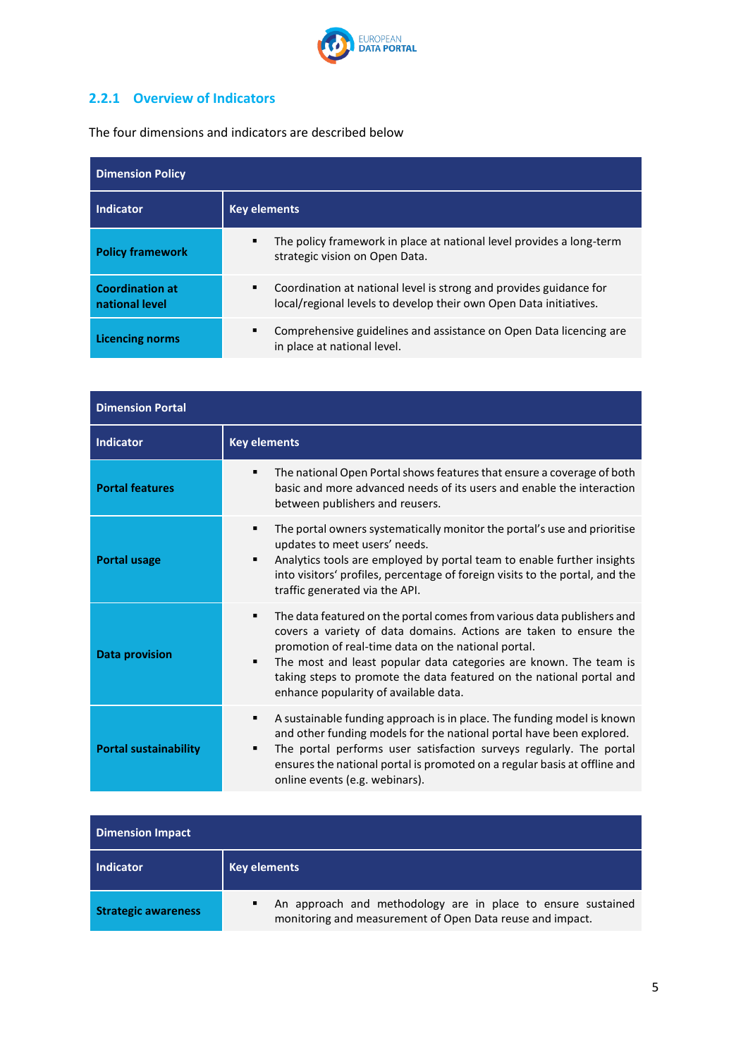### 2.2.1 Overview of Indicators

The four dimensions and indicators are described below

| Dimension Policy | |
|---|---|
| **Indicator** | **Key elements** |
| **Policy framework** | ▪ The policy framework in place at national level provides a long-term strategic vision on Open Data. |
| **Coordination at national level** | ▪ Coordination at national level is strong and provides guidance for local/regional levels to develop their own Open Data initiatives. |
| **Licencing norms** | ▪ Comprehensive guidelines and assistance on Open Data licencing are in place at national level. |

| Dimension Portal | |
|---|---|
| **Indicator** | **Key elements** |
| **Portal features** | ▪ The national Open Portal shows features that ensure a coverage of both basic and more advanced needs of its users and enable the interaction between publishers and reusers. |
| **Portal usage** | ▪ The portal owners systematically monitor the portal's use and prioritise updates to meet users' needs.<br>▪ Analytics tools are employed by portal team to enable further insights into visitors' profiles, percentage of foreign visits to the portal, and the traffic generated via the API. |
| **Data provision** | ▪ The data featured on the portal comes from various data publishers and covers a variety of data domains. Actions are taken to ensure the promotion of real-time data on the national portal.<br>▪ The most and least popular data categories are known. The team is taking steps to promote the data featured on the national portal and enhance popularity of available data. |
| **Portal sustainability** | ▪ A sustainable funding approach is in place. The funding model is known and other funding models for the national portal have been explored.<br>▪ The portal performs user satisfaction surveys regularly. The portal ensures the national portal is promoted on a regular basis at offline and online events (e.g. webinars). |

| Dimension Impact | |
|---|---|
| **Indicator** | **Key elements** |
| **Strategic awareness** | ▪ An approach and methodology are in place to ensure sustained monitoring and measurement of Open Data reuse and impact. |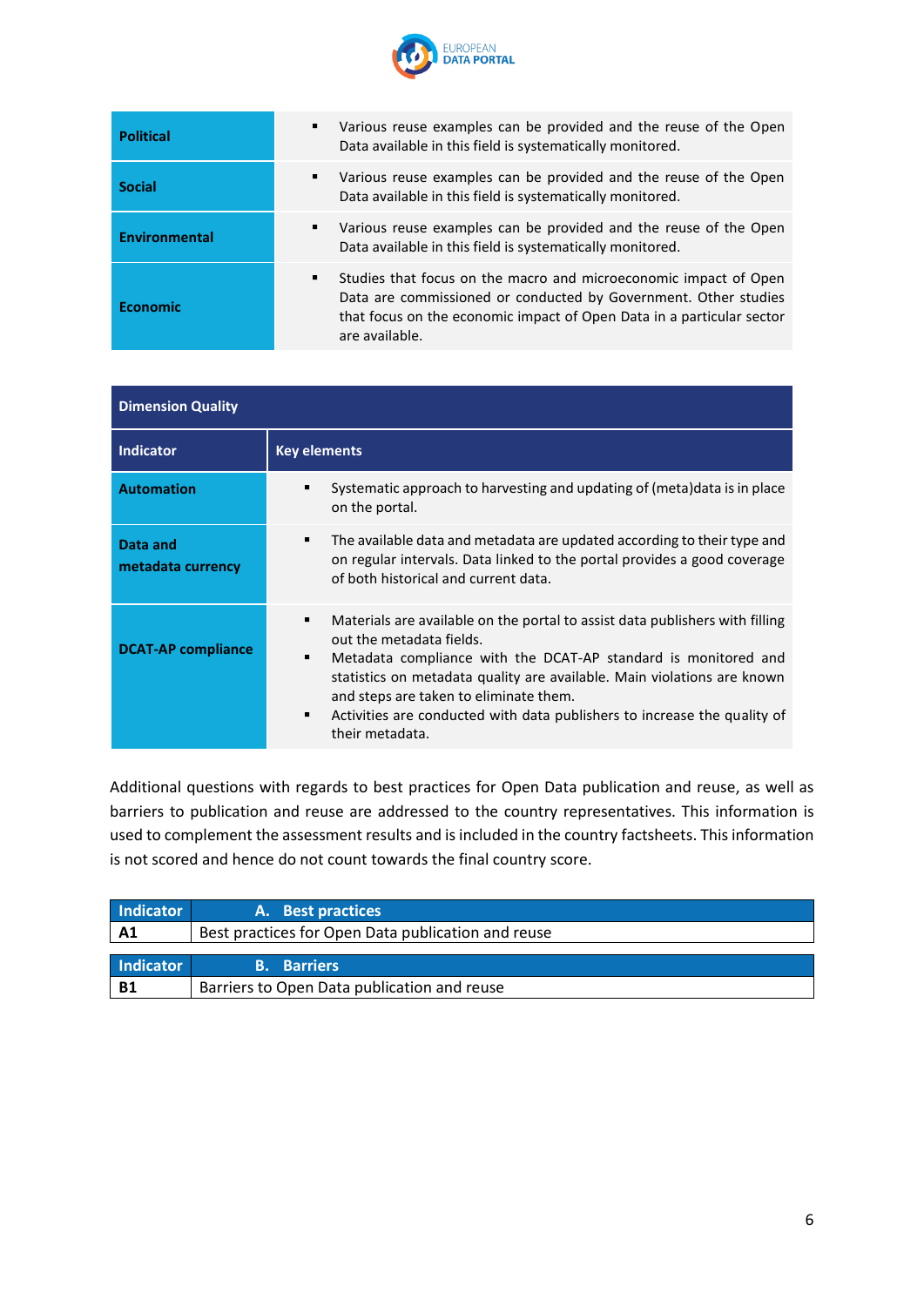| | |
|---|---|
| **Political** | ▪ Various reuse examples can be provided and the reuse of the Open Data available in this field is systematically monitored. |
| **Social** | ▪ Various reuse examples can be provided and the reuse of the Open Data available in this field is systematically monitored. |
| **Environmental** | ▪ Various reuse examples can be provided and the reuse of the Open Data available in this field is systematically monitored. |
| **Economic** | ▪ Studies that focus on the macro and microeconomic impact of Open Data are commissioned or conducted by Government. Other studies that focus on the economic impact of Open Data in a particular sector are available. |

| **Dimension Quality** | |
|---|---|
| **Indicator** | **Key elements** |
| **Automation** | ▪ Systematic approach to harvesting and updating of (meta)data is in place on the portal. |
| **Data and metadata currency** | ▪ The available data and metadata are updated according to their type and on regular intervals. Data linked to the portal provides a good coverage of both historical and current data. |
| **DCAT-AP compliance** | ▪ Materials are available on the portal to assist data publishers with filling out the metadata fields.<br>▪ Metadata compliance with the DCAT-AP standard is monitored and statistics on metadata quality are available. Main violations are known and steps are taken to eliminate them.<br>▪ Activities are conducted with data publishers to increase the quality of their metadata. |

Additional questions with regards to best practices for Open Data publication and reuse, as well as barriers to publication and reuse are addressed to the country representatives. This information is used to complement the assessment results and is included in the country factsheets. This information is not scored and hence do not count towards the final country score.

| Indicator | A. Best practices |
|---|---|
| **A1** | Best practices for Open Data publication and reuse |

| Indicator | B. Barriers |
|---|---|
| **B1** | Barriers to Open Data publication and reuse |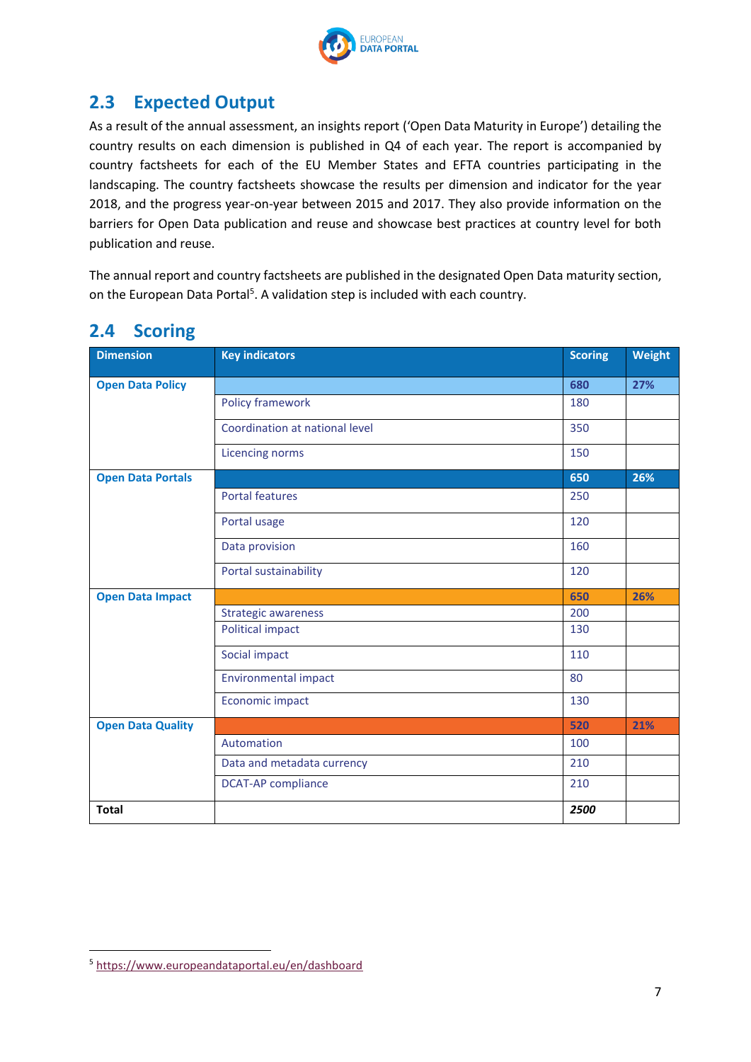## 2.3 Expected Output

As a result of the annual assessment, an insights report ('Open Data Maturity in Europe') detailing the country results on each dimension is published in Q4 of each year. The report is accompanied by country factsheets for each of the EU Member States and EFTA countries participating in the landscaping. The country factsheets showcase the results per dimension and indicator for the year 2018, and the progress year-on-year between 2015 and 2017. They also provide information on the barriers for Open Data publication and reuse and showcase best practices at country level for both publication and reuse.

The annual report and country factsheets are published in the designated Open Data maturity section, on the European Data Portal[5]. A validation step is included with each country.

## 2.4 Scoring

| Dimension | Key indicators | Scoring | Weight |
|---|---|---|---|
| **Open Data Policy** | | **680** | **27%** |
| | Policy framework | 180 | |
| | Coordination at national level | 350 | |
| | Licencing norms | 150 | |
| **Open Data Portals** | | **650** | **26%** |
| | Portal features | 250 | |
| | Portal usage | 120 | |
| | Data provision | 160 | |
| | Portal sustainability | 120 | |
| **Open Data Impact** | | **650** | **26%** |
| | Strategic awareness | 200 | |
| | Political impact | 130 | |
| | Social impact | 110 | |
| | Environmental impact | 80 | |
| | Economic impact | 130 | |
| **Open Data Quality** | | **520** | **21%** |
| | Automation | 100 | |
| | Data and metadata currency | 210 | |
| | DCAT-AP compliance | 210 | |
| **Total** | | ***2500*** | |

[5] https://www.europeandataportal.eu/en/dashboard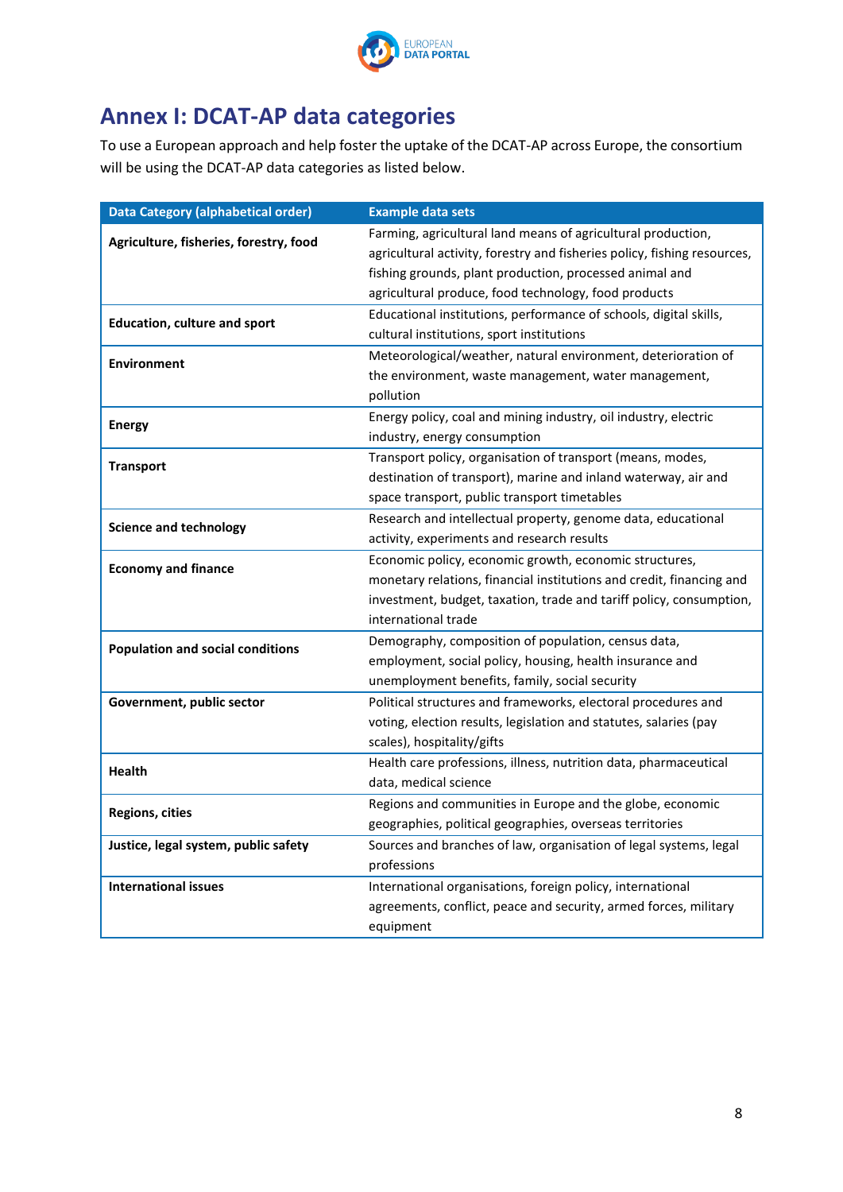# Annex I: DCAT-AP data categories

To use a European approach and help foster the uptake of the DCAT-AP across Europe, the consortium will be using the DCAT-AP data categories as listed below.

| Data Category (alphabetical order) | Example data sets |
|---|---|
| **Agriculture, fisheries, forestry, food** | Farming, agricultural land means of agricultural production, agricultural activity, forestry and fisheries policy, fishing resources, fishing grounds, plant production, processed animal and agricultural produce, food technology, food products |
| **Education, culture and sport** | Educational institutions, performance of schools, digital skills, cultural institutions, sport institutions |
| **Environment** | Meteorological/weather, natural environment, deterioration of the environment, waste management, water management, pollution |
| **Energy** | Energy policy, coal and mining industry, oil industry, electric industry, energy consumption |
| **Transport** | Transport policy, organisation of transport (means, modes, destination of transport), marine and inland waterway, air and space transport, public transport timetables |
| **Science and technology** | Research and intellectual property, genome data, educational activity, experiments and research results |
| **Economy and finance** | Economic policy, economic growth, economic structures, monetary relations, financial institutions and credit, financing and investment, budget, taxation, trade and tariff policy, consumption, international trade |
| **Population and social conditions** | Demography, composition of population, census data, employment, social policy, housing, health insurance and unemployment benefits, family, social security |
| **Government, public sector** | Political structures and frameworks, electoral procedures and voting, election results, legislation and statutes, salaries (pay scales), hospitality/gifts |
| **Health** | Health care professions, illness, nutrition data, pharmaceutical data, medical science |
| **Regions, cities** | Regions and communities in Europe and the globe, economic geographies, political geographies, overseas territories |
| **Justice, legal system, public safety** | Sources and branches of law, organisation of legal systems, legal professions |
| **International issues** | International organisations, foreign policy, international agreements, conflict, peace and security, armed forces, military equipment |